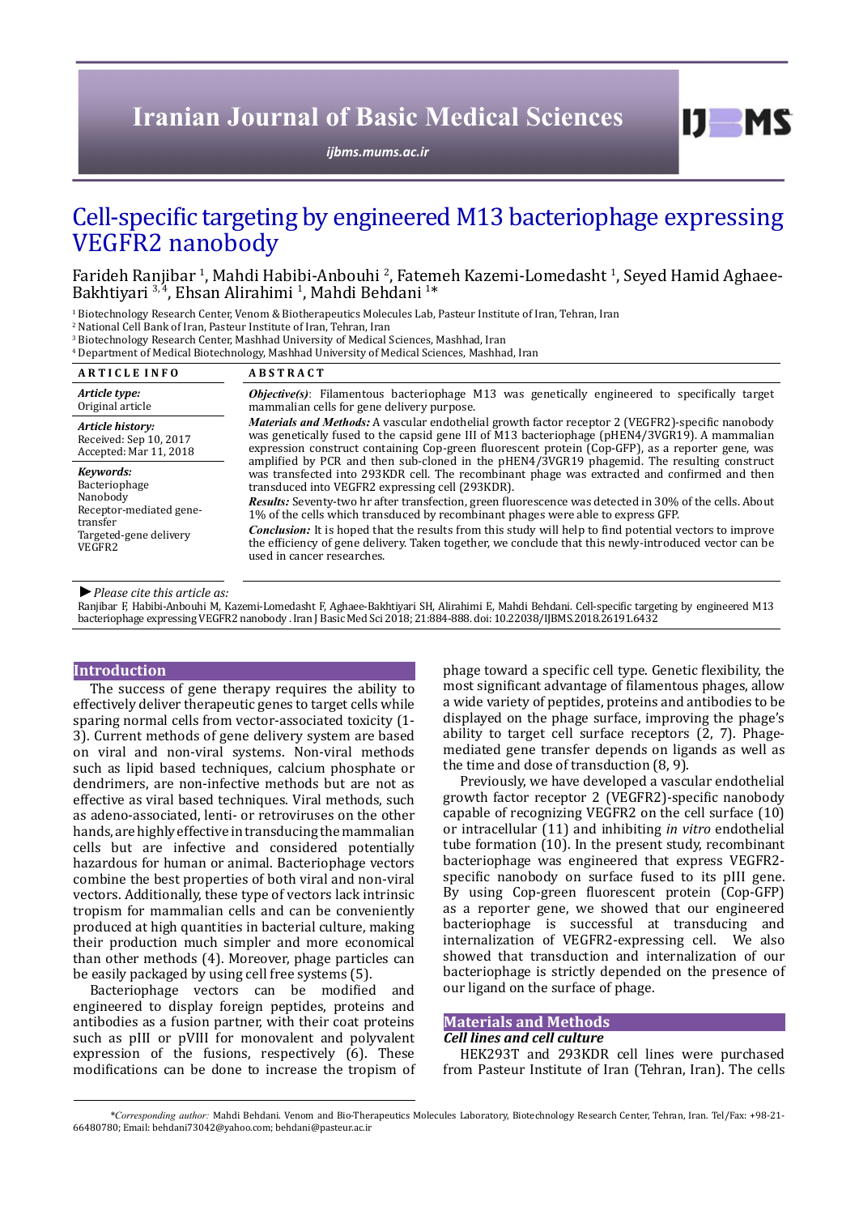# Cell-specific targeting by engineered M13 bacteriophage expressing VEGFR2 nanobody

Farideh Ranjibar [1], Mahdi Habibi-Anbouhi [2], Fatemeh Kazemi-Lomedasht [1], Seyed Hamid Aghaee-Bakhtiyari [3,4], Ehsan Alirahimi [1], Mahdi Behdani [1]*

[1] Biotechnology Research Center, Venom & Biotherapeutics Molecules Lab, Pasteur Institute of Iran, Tehran, Iran
[2] National Cell Bank of Iran, Pasteur Institute of Iran, Tehran, Iran
[3] Biotechnology Research Center, Mashhad University of Medical Sciences, Mashhad, Iran
[4] Department of Medical Biotechnology, Mashhad University of Medical Sciences, Mashhad, Iran

## ARTICLE INFO

*Article type:*
Original article

*Article history:*
Received: Sep 10, 2017
Accepted: Mar 11, 2018

*Keywords:*
Bacteriophage
Nanobody
Receptor-mediated gene-transfer
Targeted-gene delivery
VEGFR2

## ABSTRACT

***Objective(s)***: Filamentous bacteriophage M13 was genetically engineered to specifically target mammalian cells for gene delivery purpose.

***Materials and Methods:*** A vascular endothelial growth factor receptor 2 (VEGFR2)-specific nanobody was genetically fused to the capsid gene III of M13 bacteriophage (pHEN4/3VGR19). A mammalian expression construct containing Cop-green fluorescent protein (Cop-GFP), as a reporter gene, was amplified by PCR and then sub-cloned in the pHEN4/3VGR19 phagemid. The resulting construct was transfected into 293KDR cell. The recombinant phage was extracted and confirmed and then transduced into VEGFR2 expressing cell (293KDR).

***Results:*** Seventy-two hr after transfection, green fluorescence was detected in 30% of the cells. About 1% of the cells which transduced by recombinant phages were able to express GFP.

***Conclusion:*** It is hoped that the results from this study will help to find potential vectors to improve the efficiency of gene delivery. Taken together, we conclude that this newly-introduced vector can be used in cancer researches.

► *Please cite this article as:*

Ranjibar F, Habibi-Anbouhi M, Kazemi-Lomedasht F, Aghaee-Bakhtiyari SH, Alirahimi E, Mahdi Behdani. Cell-specific targeting by engineered M13 bacteriophage expressing VEGFR2 nanobody . Iran J Basic Med Sci 2018; 21:884-888. doi: 10.22038/IJBMS.2018.26191.6432

## Introduction

The success of gene therapy requires the ability to effectively deliver therapeutic genes to target cells while sparing normal cells from vector-associated toxicity (1-3). Current methods of gene delivery system are based on viral and non-viral systems. Non-viral methods such as lipid based techniques, calcium phosphate or dendrimers, are non-infective methods but are not as effective as viral based techniques. Viral methods, such as adeno-associated, lenti- or retroviruses on the other hands, are highly effective in transducing the mammalian cells but are infective and considered potentially hazardous for human or animal. Bacteriophage vectors combine the best properties of both viral and non-viral vectors. Additionally, these type of vectors lack intrinsic tropism for mammalian cells and can be conveniently produced at high quantities in bacterial culture, making their production much simpler and more economical than other methods (4). Moreover, phage particles can be easily packaged by using cell free systems (5).

Bacteriophage vectors can be modified and engineered to display foreign peptides, proteins and antibodies as a fusion partner, with their coat proteins such as pIII or pVIII for monovalent and polyvalent expression of the fusions, respectively (6). These modifications can be done to increase the tropism of phage toward a specific cell type. Genetic flexibility, the most significant advantage of filamentous phages, allow a wide variety of peptides, proteins and antibodies to be displayed on the phage surface, improving the phage's ability to target cell surface receptors (2, 7). Phage-mediated gene transfer depends on ligands as well as the time and dose of transduction (8, 9).

Previously, we have developed a vascular endothelial growth factor receptor 2 (VEGFR2)-specific nanobody capable of recognizing VEGFR2 on the cell surface (10) or intracellular (11) and inhibiting *in vitro* endothelial tube formation (10). In the present study, recombinant bacteriophage was engineered that express VEGFR2-specific nanobody on surface fused to its pIII gene. By using Cop-green fluorescent protein (Cop-GFP) as a reporter gene, we showed that our engineered bacteriophage is successful at transducing and internalization of VEGFR2-expressing cell. We also showed that transduction and internalization of our bacteriophage is strictly depended on the presence of our ligand on the surface of phage.

## Materials and Methods

### *Cell lines and cell culture*

HEK293T and 293KDR cell lines were purchased from Pasteur Institute of Iran (Tehran, Iran). The cells

*\*Corresponding author:* Mahdi Behdani. Venom and Bio-Therapeutics Molecules Laboratory, Biotechnology Research Center, Tehran, Iran. Tel/Fax: +98-21-66480780; Email: behdani73042@yahoo.com; behdani@pasteur.ac.ir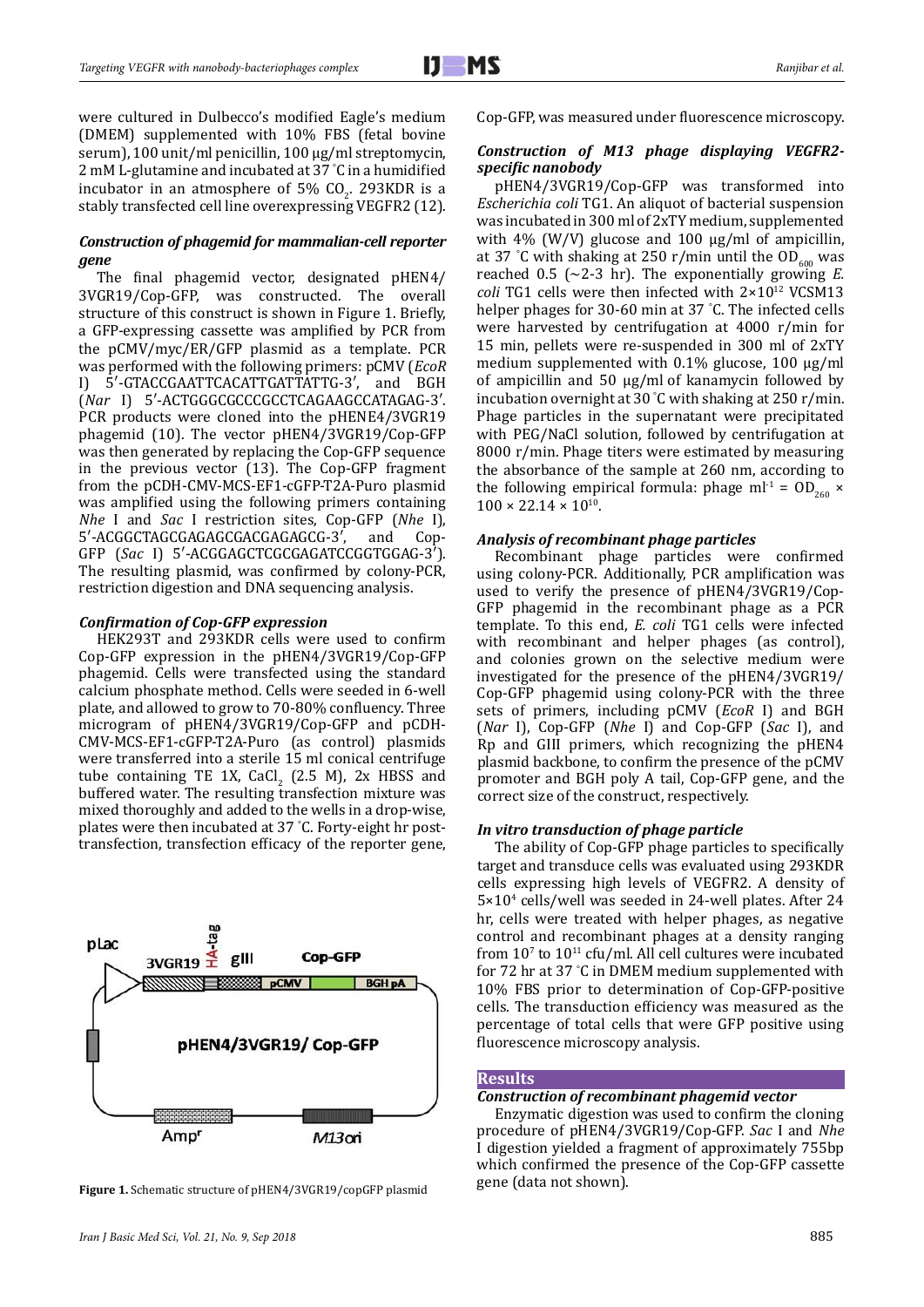were cultured in Dulbecco's modified Eagle's medium (DMEM) supplemented with 10% FBS (fetal bovine serum), 100 unit/ml penicillin, 100 µg/ml streptomycin, 2 mM L-glutamine and incubated at 37 ˚C in a humidified incubator in an atmosphere of 5% $CO_2$. 293KDR is a stably transfected cell line overexpressing VEGFR2 (12).

### *Construction of phagemid for mammalian-cell reporter gene*

The final phagemid vector, designated pHEN4/3VGR19/Cop-GFP, was constructed. The overall structure of this construct is shown in Figure 1. Briefly, a GFP-expressing cassette was amplified by PCR from the pCMV/myc/ER/GFP plasmid as a template. PCR was performed with the following primers: pCMV (*EcoR* I) 5′-GTACCGAATTCACATTGATTATTG-3′, and BGH (*Nar* I) 5′-ACTGGGCGCCCGCCTCAGAAGCCATAGAG-3′. PCR products were cloned into the pHENE4/3VGR19 phagemid (10). The vector pHEN4/3VGR19/Cop-GFP was then generated by replacing the Cop-GFP sequence in the previous vector (13). The Cop-GFP fragment from the pCDH-CMV-MCS-EF1-cGFP-T2A-Puro plasmid was amplified using the following primers containing *Nhe* I and *Sac* I restriction sites, Cop-GFP (*Nhe* I), 5′-ACGGCTAGCGAGAGCGACGAGAGCG-3′, and Cop-GFP (*Sac* I) 5′-ACGGAGCTCGCGAGATCCGGTGGAG-3′). The resulting plasmid, was confirmed by colony-PCR, restriction digestion and DNA sequencing analysis.

### *Confirmation of Cop-GFP expression*

HEK293T and 293KDR cells were used to confirm Cop-GFP expression in the pHEN4/3VGR19/Cop-GFP phagemid. Cells were transfected using the standard calcium phosphate method. Cells were seeded in 6-well plate, and allowed to grow to 70-80% confluency. Three microgram of pHEN4/3VGR19/Cop-GFP and pCDH-CMV-MCS-EF1-cGFP-T2A-Puro (as control) plasmids were transferred into a sterile 15 ml conical centrifuge tube containing TE 1X, $CaCl_2$ (2.5 M), 2x HBSS and buffered water. The resulting transfection mixture was mixed thoroughly and added to the wells in a drop-wise, plates were then incubated at 37 ˚C. Forty-eight hr post-transfection, transfection efficacy of the reporter gene, Cop-GFP, was measured under fluorescence microscopy.

**Figure 1.** Schematic structure of pHEN4/3VGR19/copGFP plasmid

### *Construction of M13 phage displaying VEGFR2-specific nanobody*

pHEN4/3VGR19/Cop-GFP was transformed into *Escherichia coli* TG1. An aliquot of bacterial suspension was incubated in 300 ml of 2xTY medium, supplemented with 4% (W/V) glucose and 100 µg/ml of ampicillin, at 37 ˚C with shaking at 250 r/min until the $OD_{600}$ was reached 0.5 (~2-3 hr). The exponentially growing *E. coli* TG1 cells were then infected with $2\times10^{12}$ VCSM13 helper phages for 30-60 min at 37 ˚C. The infected cells were harvested by centrifugation at 4000 r/min for 15 min, pellets were re-suspended in 300 ml of 2xTY medium supplemented with 0.1% glucose, 100 µg/ml of ampicillin and 50 µg/ml of kanamycin followed by incubation overnight at 30 ˚C with shaking at 250 r/min. Phage particles in the supernatant were precipitated with PEG/NaCl solution, followed by centrifugation at 8000 r/min. Phage titers were estimated by measuring the absorbance of the sample at 260 nm, according to the following empirical formula: phage $ml^{-1} = OD_{260} \times 100 \times 22.14 \times 10^{10}$.

### *Analysis of recombinant phage particles*

Recombinant phage particles were confirmed using colony-PCR. Additionally, PCR amplification was used to verify the presence of pHEN4/3VGR19/Cop-GFP phagemid in the recombinant phage as a PCR template. To this end, *E. coli* TG1 cells were infected with recombinant and helper phages (as control), and colonies grown on the selective medium were investigated for the presence of the pHEN4/3VGR19/Cop-GFP phagemid using colony-PCR with the three sets of primers, including pCMV (*EcoR* I) and BGH (*Nar* I), Cop-GFP (*Nhe* I) and Cop-GFP (*Sac* I), and Rp and GIII primers, which recognizing the pHEN4 plasmid backbone, to confirm the presence of the pCMV promoter and BGH poly A tail, Cop-GFP gene, and the correct size of the construct, respectively.

### *In vitro transduction of phage particle*

The ability of Cop-GFP phage particles to specifically target and transduce cells was evaluated using 293KDR cells expressing high levels of VEGFR2. A density of $5\times10^4$ cells/well was seeded in 24-well plates. After 24 hr, cells were treated with helper phages, as negative control and recombinant phages at a density ranging from $10^7$ to $10^{11}$ cfu/ml. All cell cultures were incubated for 72 hr at 37 ˚C in DMEM medium supplemented with 10% FBS prior to determination of Cop-GFP-positive cells. The transduction efficiency was measured as the percentage of total cells that were GFP positive using fluorescence microscopy analysis.

## Results

### *Construction of recombinant phagemid vector*

Enzymatic digestion was used to confirm the cloning procedure of pHEN4/3VGR19/Cop-GFP. *Sac* I and *Nhe* I digestion yielded a fragment of approximately 755bp which confirmed the presence of the Cop-GFP cassette gene (data not shown).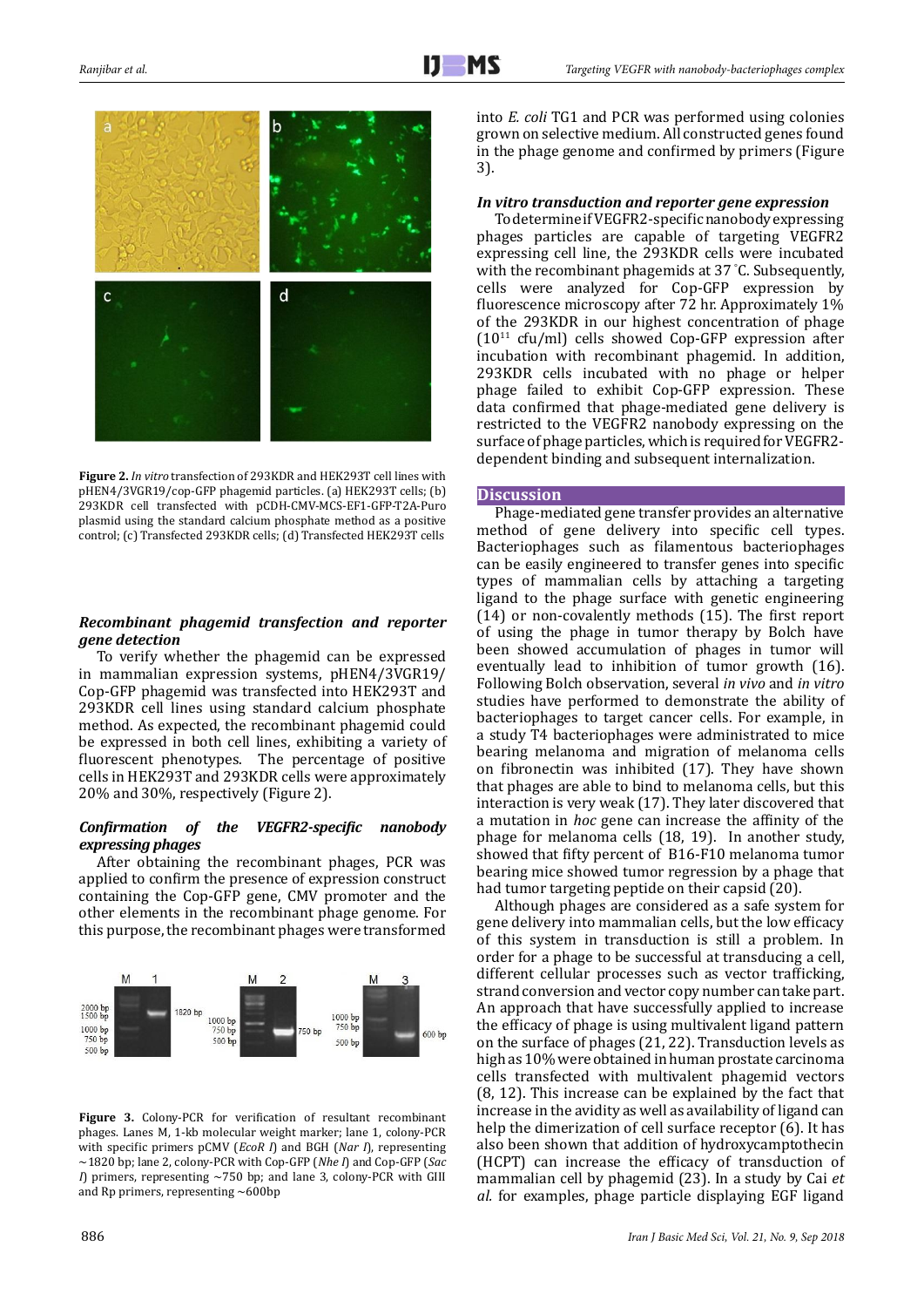**Figure 2.** *In vitro* transfection of 293KDR and HEK293T cell lines with pHEN4/3VGR19/cop-GFP phagemid particles. (a) HEK293T cells; (b) 293KDR cell transfected with pCDH-CMV-MCS-EF1-GFP-T2A-Puro plasmid using the standard calcium phosphate method as a positive control; (c) Transfected 293KDR cells; (d) Transfected HEK293T cells

### *Recombinant phagemid transfection and reporter gene detection*

To verify whether the phagemid can be expressed in mammalian expression systems, pHEN4/3VGR19/Cop-GFP phagemid was transfected into HEK293T and 293KDR cell lines using standard calcium phosphate method. As expected, the recombinant phagemid could be expressed in both cell lines, exhibiting a variety of fluorescent phenotypes. The percentage of positive cells in HEK293T and 293KDR cells were approximately 20% and 30%, respectively (Figure 2).

### *Confirmation of the VEGFR2-specific nanobody expressing phages*

After obtaining the recombinant phages, PCR was applied to confirm the presence of expression construct containing the Cop-GFP gene, CMV promoter and the other elements in the recombinant phage genome. For this purpose, the recombinant phages were transformed into *E. coli* TG1 and PCR was performed using colonies grown on selective medium. All constructed genes found in the phage genome and confirmed by primers (Figure 3).

**Figure 3.** Colony-PCR for verification of resultant recombinant phages. Lanes M, 1-kb molecular weight marker; lane 1, colony-PCR with specific primers pCMV (*EcoR I*) and BGH (*Nar I*), representing ~1820 bp; lane 2, colony-PCR with Cop-GFP (*Nhe I*) and Cop-GFP (*Sac I*) primers, representing ~750 bp; and lane 3, colony-PCR with GIII and Rp primers, representing ~600bp

### *In vitro transduction and reporter gene expression*

To determine if VEGFR2-specific nanobody expressing phages particles are capable of targeting VEGFR2 expressing cell line, the 293KDR cells were incubated with the recombinant phagemids at 37 °C. Subsequently, cells were analyzed for Cop-GFP expression by fluorescence microscopy after 72 hr. Approximately 1% of the 293KDR in our highest concentration of phage ($10^{11}$ cfu/ml) cells showed Cop-GFP expression after incubation with recombinant phagemid. In addition, 293KDR cells incubated with no phage or helper phage failed to exhibit Cop-GFP expression. These data confirmed that phage-mediated gene delivery is restricted to the VEGFR2 nanobody expressing on the surface of phage particles, which is required for VEGFR2-dependent binding and subsequent internalization.

## Discussion

Phage-mediated gene transfer provides an alternative method of gene delivery into specific cell types. Bacteriophages such as filamentous bacteriophages can be easily engineered to transfer genes into specific types of mammalian cells by attaching a targeting ligand to the phage surface with genetic engineering (14) or non-covalently methods (15). The first report of using the phage in tumor therapy by Bolch have been showed accumulation of phages in tumor will eventually lead to inhibition of tumor growth (16). Following Bolch observation, several *in vivo* and *in vitro* studies have performed to demonstrate the ability of bacteriophages to target cancer cells. For example, in a study T4 bacteriophages were administrated to mice bearing melanoma and migration of melanoma cells on fibronectin was inhibited (17). They have shown that phages are able to bind to melanoma cells, but this interaction is very weak (17). They later discovered that a mutation in *hoc* gene can increase the affinity of the phage for melanoma cells (18, 19). In another study, showed that fifty percent of B16-F10 melanoma tumor bearing mice showed tumor regression by a phage that had tumor targeting peptide on their capsid (20).

Although phages are considered as a safe system for gene delivery into mammalian cells, but the low efficacy of this system in transduction is still a problem. In order for a phage to be successful at transducing a cell, different cellular processes such as vector trafficking, strand conversion and vector copy number can take part. An approach that have successfully applied to increase the efficacy of phage is using multivalent ligand pattern on the surface of phages (21, 22). Transduction levels as high as 10% were obtained in human prostate carcinoma cells transfected with multivalent phagemid vectors (8, 12). This increase can be explained by the fact that increase in the avidity as well as availability of ligand can help the dimerization of cell surface receptor (6). It has also been shown that addition of hydroxycamptothecin (HCPT) can increase the efficacy of transduction of mammalian cell by phagemid (23). In a study by Cai *et al.* for examples, phage particle displaying EGF ligand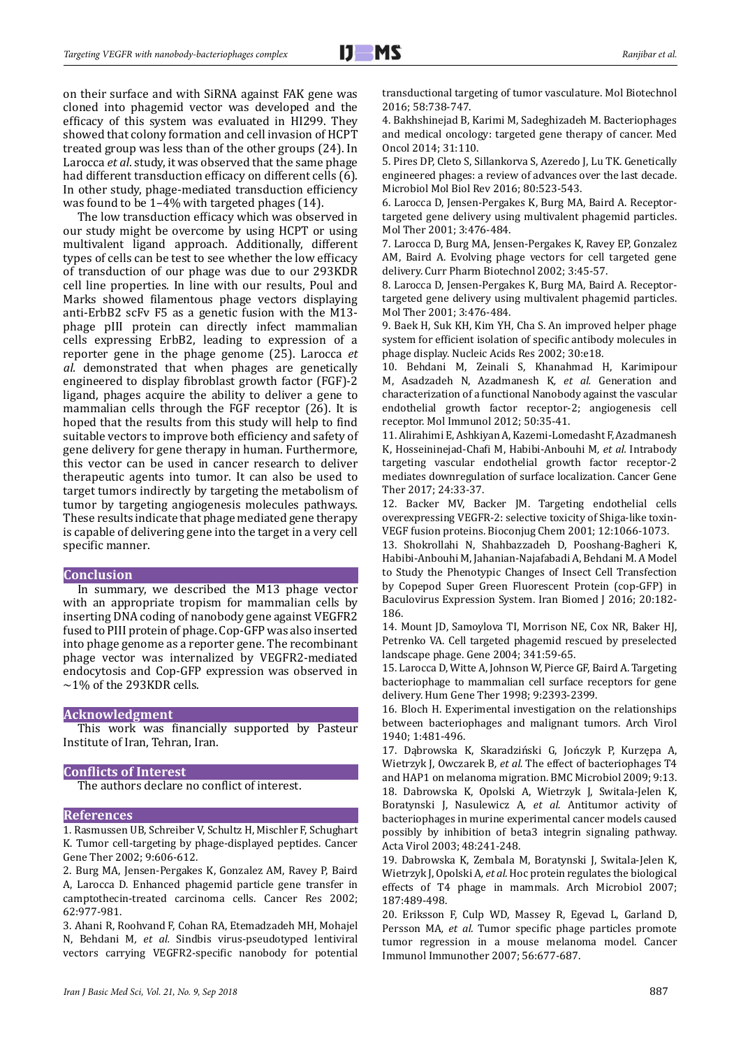on their surface and with SiRNA against FAK gene was cloned into phagemid vector was developed and the efficacy of this system was evaluated in HI299. They showed that colony formation and cell invasion of HCPT treated group was less than of the other groups (24). In Larocca *et al*. study, it was observed that the same phage had different transduction efficacy on different cells (6). In other study, phage-mediated transduction efficiency was found to be 1–4% with targeted phages (14).

The low transduction efficacy which was observed in our study might be overcome by using HCPT or using multivalent ligand approach. Additionally, different types of cells can be test to see whether the low efficacy of transduction of our phage was due to our 293KDR cell line properties. In line with our results, Poul and Marks showed filamentous phage vectors displaying anti-ErbB2 scFv F5 as a genetic fusion with the M13-phage pIII protein can directly infect mammalian cells expressing ErbB2, leading to expression of a reporter gene in the phage genome (25). Larocca *et al.* demonstrated that when phages are genetically engineered to display fibroblast growth factor (FGF)-2 ligand, phages acquire the ability to deliver a gene to mammalian cells through the FGF receptor (26). It is hoped that the results from this study will help to find suitable vectors to improve both efficiency and safety of gene delivery for gene therapy in human. Furthermore, this vector can be used in cancer research to deliver therapeutic agents into tumor. It can also be used to target tumors indirectly by targeting the metabolism of tumor by targeting angiogenesis molecules pathways. These results indicate that phage mediated gene therapy is capable of delivering gene into the target in a very cell specific manner.

## Conclusion

In summary, we described the M13 phage vector with an appropriate tropism for mammalian cells by inserting DNA coding of nanobody gene against VEGFR2 fused to PIII protein of phage. Cop-GFP was also inserted into phage genome as a reporter gene. The recombinant phage vector was internalized by VEGFR2-mediated endocytosis and Cop-GFP expression was observed in ~1% of the 293KDR cells.

## Acknowledgment

This work was financially supported by Pasteur Institute of Iran, Tehran, Iran.

## Conflicts of Interest

The authors declare no conflict of interest.

## References

1. Rasmussen UB, Schreiber V, Schultz H, Mischler F, Schughart K. Tumor cell-targeting by phage-displayed peptides. Cancer Gene Ther 2002; 9:606-612.
2. Burg MA, Jensen-Pergakes K, Gonzalez AM, Ravey P, Baird A, Larocca D. Enhanced phagemid particle gene transfer in camptothecin-treated carcinoma cells. Cancer Res 2002; 62:977-981.
3. Ahani R, Roohvand F, Cohan RA, Etemadzadeh MH, Mohajel N, Behdani M, *et al.* Sindbis virus-pseudotyped lentiviral vectors carrying VEGFR2-specific nanobody for potential transductional targeting of tumor vasculature. Mol Biotechnol 2016; 58:738-747.
4. Bakhshinejad B, Karimi M, Sadeghizadeh M. Bacteriophages and medical oncology: targeted gene therapy of cancer. Med Oncol 2014; 31:110.
5. Pires DP, Cleto S, Sillankorva S, Azeredo J, Lu TK. Genetically engineered phages: a review of advances over the last decade. Microbiol Mol Biol Rev 2016; 80:523-543.
6. Larocca D, Jensen-Pergakes K, Burg MA, Baird A. Receptor-targeted gene delivery using multivalent phagemid particles. Mol Ther 2001; 3:476-484.
7. Larocca D, Burg MA, Jensen-Pergakes K, Ravey EP, Gonzalez AM, Baird A. Evolving phage vectors for cell targeted gene delivery. Curr Pharm Biotechnol 2002; 3:45-57.
8. Larocca D, Jensen-Pergakes K, Burg MA, Baird A. Receptor-targeted gene delivery using multivalent phagemid particles. Mol Ther 2001; 3:476-484.
9. Baek H, Suk KH, Kim YH, Cha S. An improved helper phage system for efficient isolation of specific antibody molecules in phage display. Nucleic Acids Res 2002; 30:e18.
10. Behdani M, Zeinali S, Khanahmad H, Karimipour M, Asadzadeh N, Azadmanesh K, *et al.* Generation and characterization of a functional Nanobody against the vascular endothelial growth factor receptor-2; angiogenesis cell receptor. Mol Immunol 2012; 50:35-41.
11. Alirahimi E, Ashkiyan A, Kazemi-Lomedasht F, Azadmanesh K, Hosseininejad-Chafi M, Habibi-Anbouhi M, *et al.* Intrabody targeting vascular endothelial growth factor receptor-2 mediates downregulation of surface localization. Cancer Gene Ther 2017; 24:33-37.
12. Backer MV, Backer JM. Targeting endothelial cells overexpressing VEGFR-2: selective toxicity of Shiga-like toxin-VEGF fusion proteins. Bioconjug Chem 2001; 12:1066-1073.
13. Shokrollahi N, Shahbazzadeh D, Pooshang-Bagheri K, Habibi-Anbouhi M, Jahanian-Najafabadi A, Behdani M. A Model to Study the Phenotypic Changes of Insect Cell Transfection by Copepod Super Green Fluorescent Protein (cop-GFP) in Baculovirus Expression System. Iran Biomed J 2016; 20:182-186.
14. Mount JD, Samoylova TI, Morrison NE, Cox NR, Baker HJ, Petrenko VA. Cell targeted phagemid rescued by preselected landscape phage. Gene 2004; 341:59-65.
15. Larocca D, Witte A, Johnson W, Pierce GF, Baird A. Targeting bacteriophage to mammalian cell surface receptors for gene delivery. Hum Gene Ther 1998; 9:2393-2399.
16. Bloch H. Experimental investigation on the relationships between bacteriophages and malignant tumors. Arch Virol 1940; 1:481-496.
17. Dąbrowska K, Skaradziński G, Jończyk P, Kurzępa A, Wietrzyk J, Owczarek B, *et al.* The effect of bacteriophages T4 and HAP1 on melanoma migration. BMC Microbiol 2009; 9:13.
18. Dabrowska K, Opolski A, Wietrzyk J, Switala-Jelen K, Boratynski J, Nasulewicz A, *et al.* Antitumor activity of bacteriophages in murine experimental cancer models caused possibly by inhibition of beta3 integrin signaling pathway. Acta Virol 2003; 48:241-248.
19. Dabrowska K, Zembala M, Boratynski J, Switala-Jelen K, Wietrzyk J, Opolski A, *et al.* Hoc protein regulates the biological effects of T4 phage in mammals. Arch Microbiol 2007; 187:489-498.
20. Eriksson F, Culp WD, Massey R, Egevad L, Garland D, Persson MA, *et al.* Tumor specific phage particles promote tumor regression in a mouse melanoma model. Cancer Immunol Immunother 2007; 56:677-687.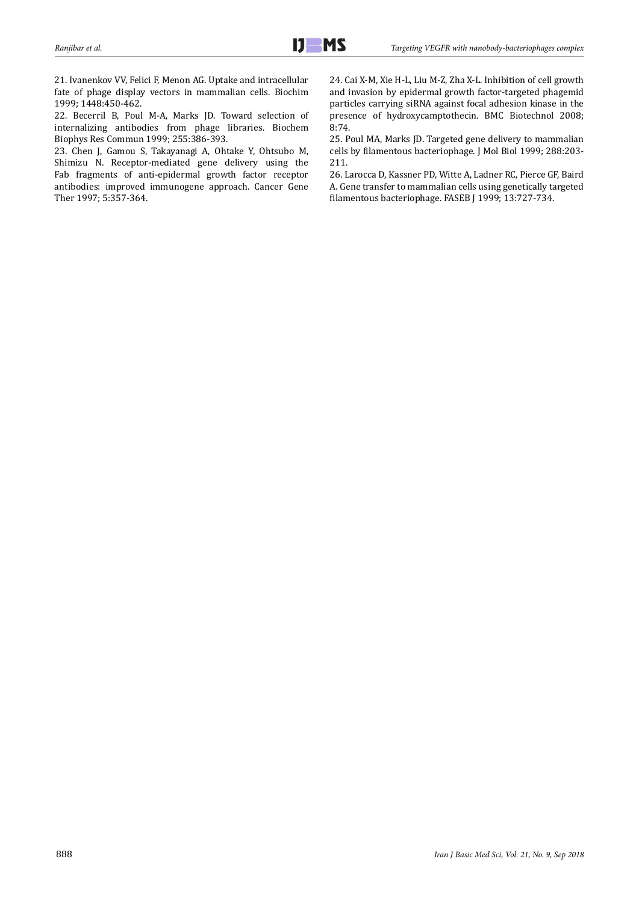21. Ivanenkov VV, Felici F, Menon AG. Uptake and intracellular fate of phage display vectors in mammalian cells. Biochim 1999; 1448:450-462.

22. Becerril B, Poul M-A, Marks JD. Toward selection of internalizing antibodies from phage libraries. Biochem Biophys Res Commun 1999; 255:386-393.

23. Chen J, Gamou S, Takayanagi A, Ohtake Y, Ohtsubo M, Shimizu N. Receptor-mediated gene delivery using the Fab fragments of anti-epidermal growth factor receptor antibodies: improved immunogene approach. Cancer Gene Ther 1997; 5:357-364.

24. Cai X-M, Xie H-L, Liu M-Z, Zha X-L. Inhibition of cell growth and invasion by epidermal growth factor-targeted phagemid particles carrying siRNA against focal adhesion kinase in the presence of hydroxycamptothecin. BMC Biotechnol 2008; 8:74.

25. Poul MA, Marks JD. Targeted gene delivery to mammalian cells by filamentous bacteriophage. J Mol Biol 1999; 288:203-211.

26. Larocca D, Kassner PD, Witte A, Ladner RC, Pierce GF, Baird A. Gene transfer to mammalian cells using genetically targeted filamentous bacteriophage. FASEB J 1999; 13:727-734.